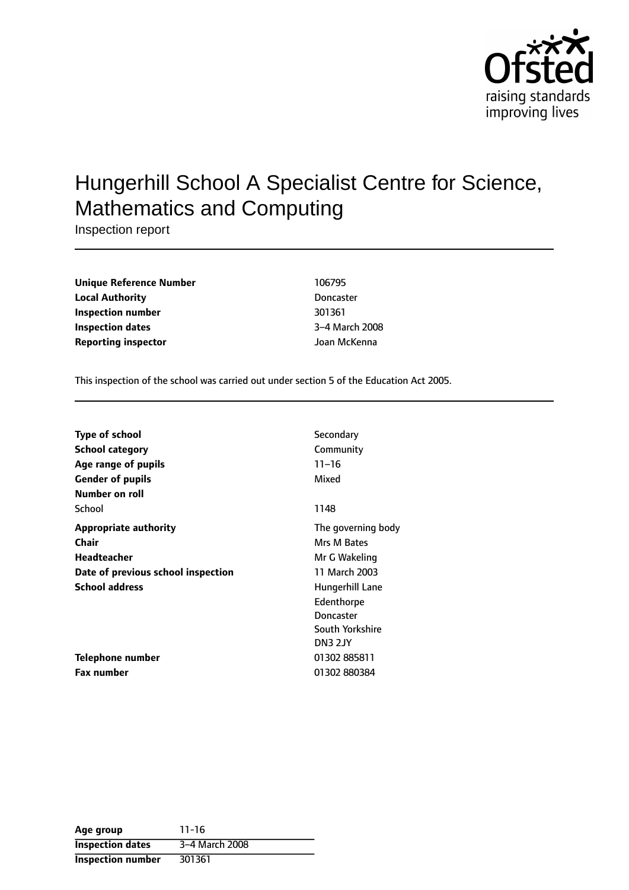# Hungerhill School A Specialist Centre for Science, Mathematics and Computing

Inspection report

| | |
|---|---|
| **Unique Reference Number** | 106795 |
| **Local Authority** | Doncaster |
| **Inspection number** | 301361 |
| **Inspection dates** | 3–4 March 2008 |
| **Reporting inspector** | Joan McKenna |

This inspection of the school was carried out under section 5 of the Education Act 2005.

| | |
|---|---|
| **Type of school** | Secondary |
| **School category** | Community |
| **Age range of pupils** | 11–16 |
| **Gender of pupils** | Mixed |
| **Number on roll** | |
| School | 1148 |
| **Appropriate authority** | The governing body |
| **Chair** | Mrs M Bates |
| **Headteacher** | Mr G Wakeling |
| **Date of previous school inspection** | 11 March 2003 |
| **School address** | Hungerhill Lane<br>Edenthorpe<br>Doncaster<br>South Yorkshire<br>DN3 2JY |
| **Telephone number** | 01302 885811 |
| **Fax number** | 01302 880384 |

| | |
|---|---|
| **Age group** | 11-16 |
| **Inspection dates** | 3–4 March 2008 |
| **Inspection number** | 301361 |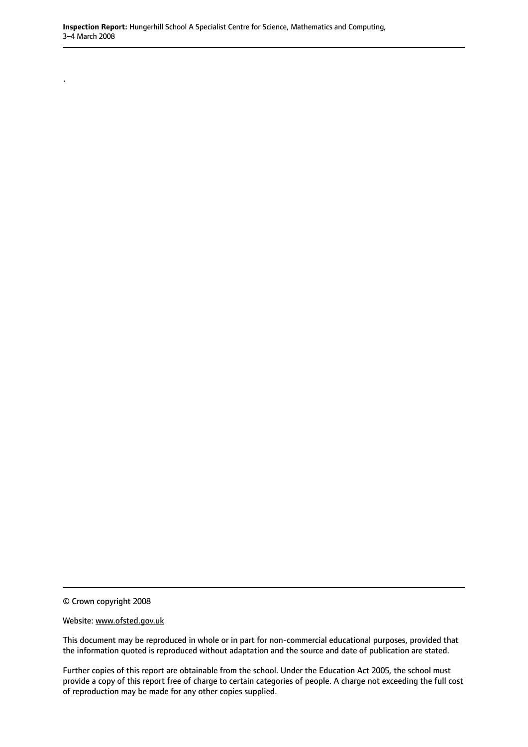.

© Crown copyright 2008

Website: www.ofsted.gov.uk

This document may be reproduced in whole or in part for non-commercial educational purposes, provided that the information quoted is reproduced without adaptation and the source and date of publication are stated.

Further copies of this report are obtainable from the school. Under the Education Act 2005, the school must provide a copy of this report free of charge to certain categories of people. A charge not exceeding the full cost of reproduction may be made for any other copies supplied.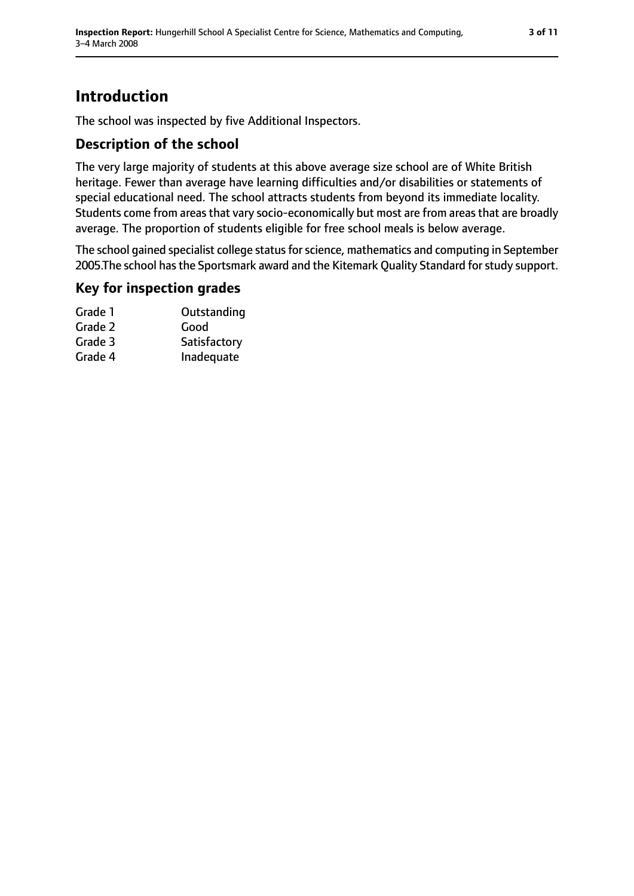## Introduction

The school was inspected by five Additional Inspectors.

### Description of the school

The very large majority of students at this above average size school are of White British heritage. Fewer than average have learning difficulties and/or disabilities or statements of special educational need. The school attracts students from beyond its immediate locality. Students come from areas that vary socio-economically but most are from areas that are broadly average. The proportion of students eligible for free school meals is below average.

The school gained specialist college status for science, mathematics and computing in September 2005.The school has the Sportsmark award and the Kitemark Quality Standard for study support.

### Key for inspection grades

| | |
|---|---|
| Grade 1 | Outstanding |
| Grade 2 | Good |
| Grade 3 | Satisfactory |
| Grade 4 | Inadequate |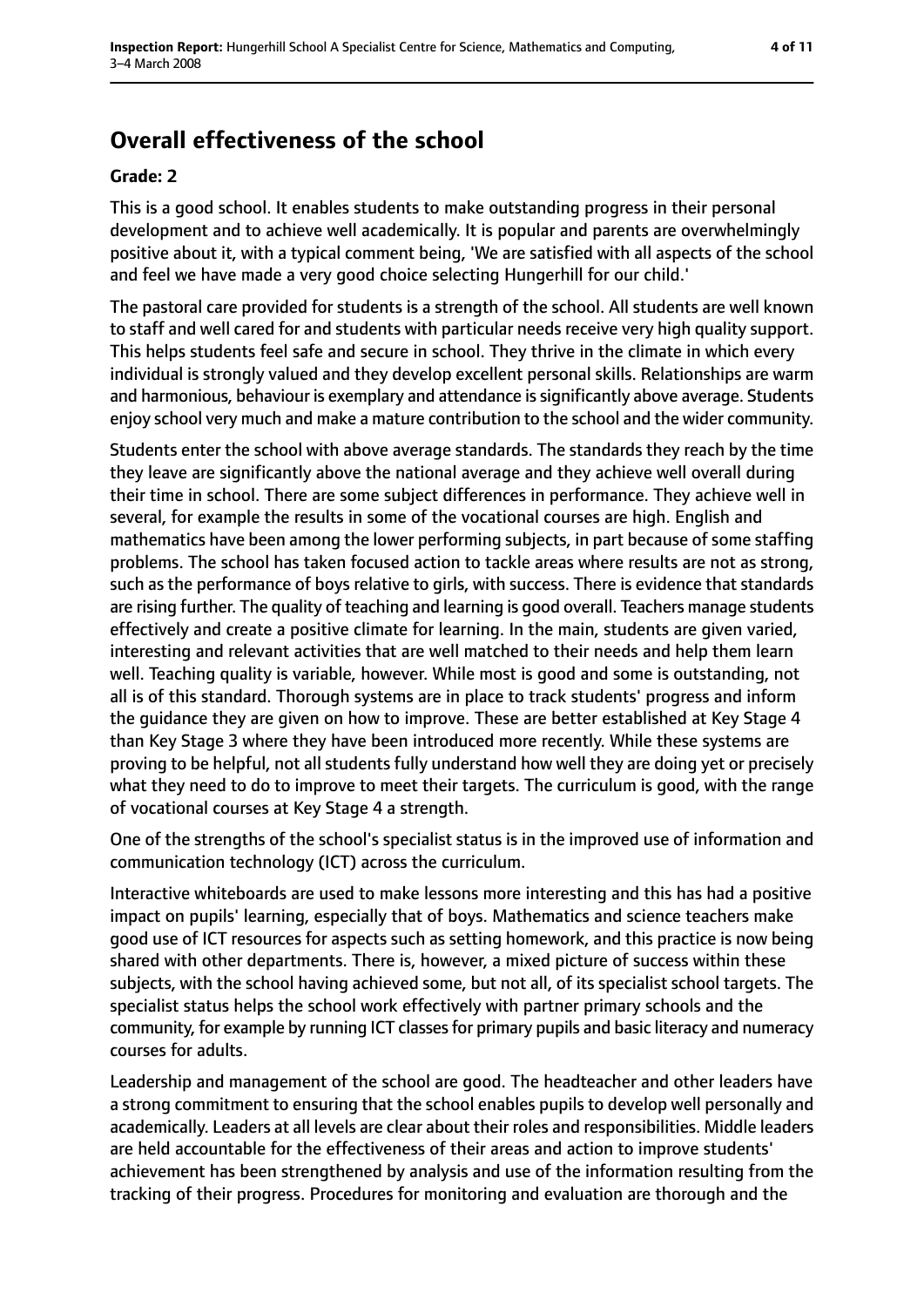## Overall effectiveness of the school

### Grade: 2

This is a good school. It enables students to make outstanding progress in their personal development and to achieve well academically. It is popular and parents are overwhelmingly positive about it, with a typical comment being, 'We are satisfied with all aspects of the school and feel we have made a very good choice selecting Hungerhill for our child.'

The pastoral care provided for students is a strength of the school. All students are well known to staff and well cared for and students with particular needs receive very high quality support. This helps students feel safe and secure in school. They thrive in the climate in which every individual is strongly valued and they develop excellent personal skills. Relationships are warm and harmonious, behaviour is exemplary and attendance is significantly above average. Students enjoy school very much and make a mature contribution to the school and the wider community.

Students enter the school with above average standards. The standards they reach by the time they leave are significantly above the national average and they achieve well overall during their time in school. There are some subject differences in performance. They achieve well in several, for example the results in some of the vocational courses are high. English and mathematics have been among the lower performing subjects, in part because of some staffing problems. The school has taken focused action to tackle areas where results are not as strong, such as the performance of boys relative to girls, with success. There is evidence that standards are rising further. The quality of teaching and learning is good overall. Teachers manage students effectively and create a positive climate for learning. In the main, students are given varied, interesting and relevant activities that are well matched to their needs and help them learn well. Teaching quality is variable, however. While most is good and some is outstanding, not all is of this standard. Thorough systems are in place to track students' progress and inform the guidance they are given on how to improve. These are better established at Key Stage 4 than Key Stage 3 where they have been introduced more recently. While these systems are proving to be helpful, not all students fully understand how well they are doing yet or precisely what they need to do to improve to meet their targets. The curriculum is good, with the range of vocational courses at Key Stage 4 a strength.

One of the strengths of the school's specialist status is in the improved use of information and communication technology (ICT) across the curriculum.

Interactive whiteboards are used to make lessons more interesting and this has had a positive impact on pupils' learning, especially that of boys. Mathematics and science teachers make good use of ICT resources for aspects such as setting homework, and this practice is now being shared with other departments. There is, however, a mixed picture of success within these subjects, with the school having achieved some, but not all, of its specialist school targets. The specialist status helps the school work effectively with partner primary schools and the community, for example by running ICT classes for primary pupils and basic literacy and numeracy courses for adults.

Leadership and management of the school are good. The headteacher and other leaders have a strong commitment to ensuring that the school enables pupils to develop well personally and academically. Leaders at all levels are clear about their roles and responsibilities. Middle leaders are held accountable for the effectiveness of their areas and action to improve students' achievement has been strengthened by analysis and use of the information resulting from the tracking of their progress. Procedures for monitoring and evaluation are thorough and the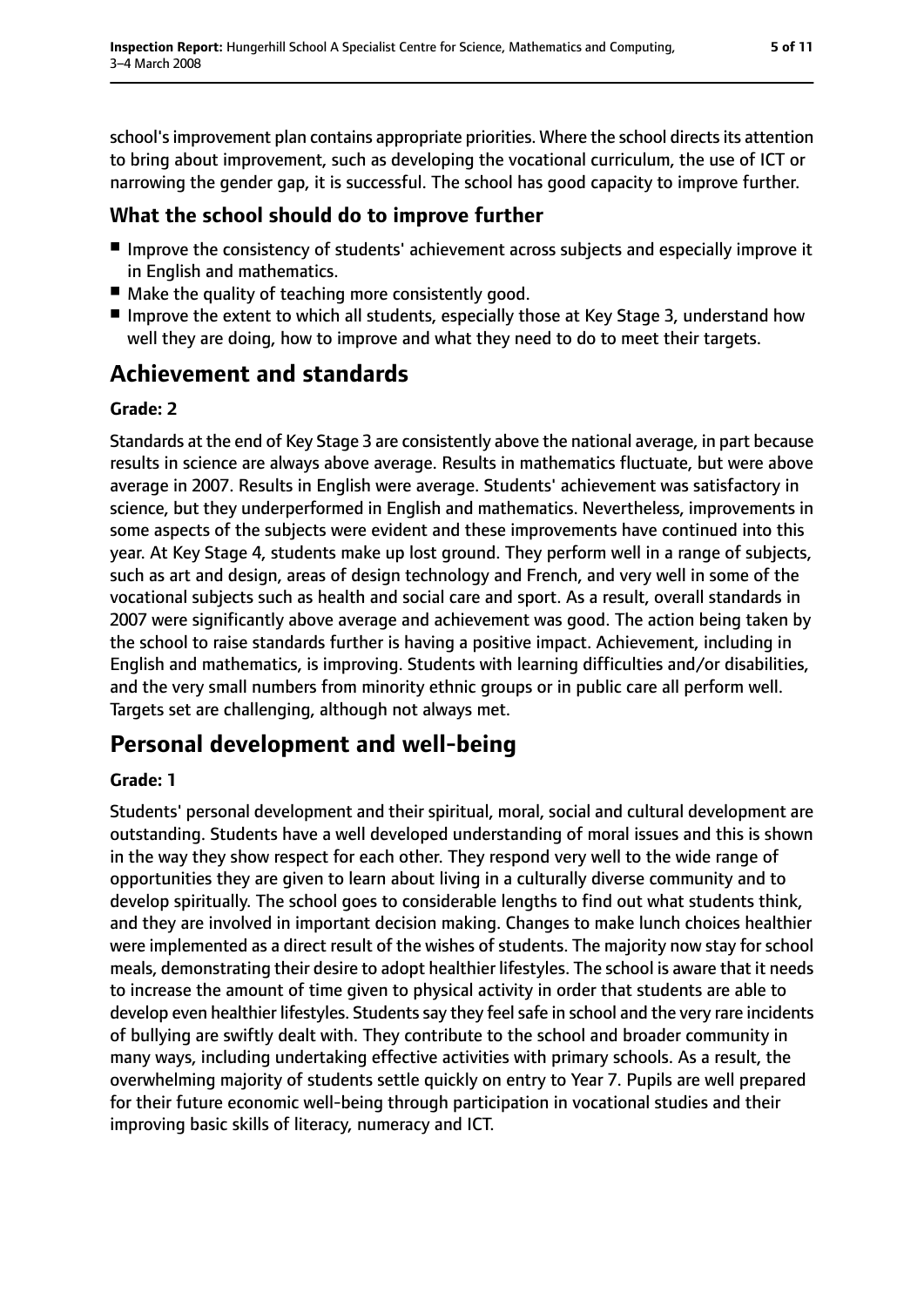school's improvement plan contains appropriate priorities. Where the school directs its attention to bring about improvement, such as developing the vocational curriculum, the use of ICT or narrowing the gender gap, it is successful. The school has good capacity to improve further.

### What the school should do to improve further

- Improve the consistency of students' achievement across subjects and especially improve it in English and mathematics.
- Make the quality of teaching more consistently good.
- Improve the extent to which all students, especially those at Key Stage 3, understand how well they are doing, how to improve and what they need to do to meet their targets.

## Achievement and standards

**Grade: 2**

Standards at the end of Key Stage 3 are consistently above the national average, in part because results in science are always above average. Results in mathematics fluctuate, but were above average in 2007. Results in English were average. Students' achievement was satisfactory in science, but they underperformed in English and mathematics. Nevertheless, improvements in some aspects of the subjects were evident and these improvements have continued into this year. At Key Stage 4, students make up lost ground. They perform well in a range of subjects, such as art and design, areas of design technology and French, and very well in some of the vocational subjects such as health and social care and sport. As a result, overall standards in 2007 were significantly above average and achievement was good. The action being taken by the school to raise standards further is having a positive impact. Achievement, including in English and mathematics, is improving. Students with learning difficulties and/or disabilities, and the very small numbers from minority ethnic groups or in public care all perform well. Targets set are challenging, although not always met.

## Personal development and well-being

**Grade: 1**

Students' personal development and their spiritual, moral, social and cultural development are outstanding. Students have a well developed understanding of moral issues and this is shown in the way they show respect for each other. They respond very well to the wide range of opportunities they are given to learn about living in a culturally diverse community and to develop spiritually. The school goes to considerable lengths to find out what students think, and they are involved in important decision making. Changes to make lunch choices healthier were implemented as a direct result of the wishes of students. The majority now stay for school meals, demonstrating their desire to adopt healthier lifestyles. The school is aware that it needs to increase the amount of time given to physical activity in order that students are able to develop even healthier lifestyles. Students say they feel safe in school and the very rare incidents of bullying are swiftly dealt with. They contribute to the school and broader community in many ways, including undertaking effective activities with primary schools. As a result, the overwhelming majority of students settle quickly on entry to Year 7. Pupils are well prepared for their future economic well-being through participation in vocational studies and their improving basic skills of literacy, numeracy and ICT.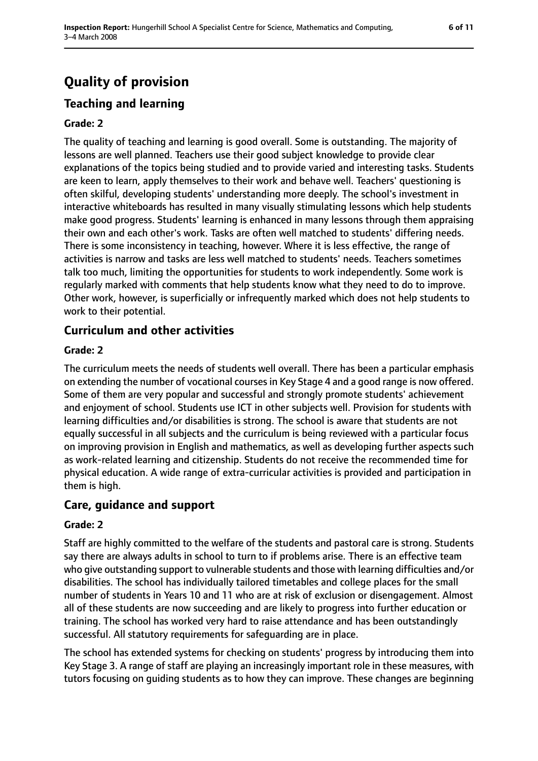# Quality of provision

## Teaching and learning

### Grade: 2

The quality of teaching and learning is good overall. Some is outstanding. The majority of lessons are well planned. Teachers use their good subject knowledge to provide clear explanations of the topics being studied and to provide varied and interesting tasks. Students are keen to learn, apply themselves to their work and behave well. Teachers' questioning is often skilful, developing students' understanding more deeply. The school's investment in interactive whiteboards has resulted in many visually stimulating lessons which help students make good progress. Students' learning is enhanced in many lessons through them appraising their own and each other's work. Tasks are often well matched to students' differing needs. There is some inconsistency in teaching, however. Where it is less effective, the range of activities is narrow and tasks are less well matched to students' needs. Teachers sometimes talk too much, limiting the opportunities for students to work independently. Some work is regularly marked with comments that help students know what they need to do to improve. Other work, however, is superficially or infrequently marked which does not help students to work to their potential.

## Curriculum and other activities

### Grade: 2

The curriculum meets the needs of students well overall. There has been a particular emphasis on extending the number of vocational courses in Key Stage 4 and a good range is now offered. Some of them are very popular and successful and strongly promote students' achievement and enjoyment of school. Students use ICT in other subjects well. Provision for students with learning difficulties and/or disabilities is strong. The school is aware that students are not equally successful in all subjects and the curriculum is being reviewed with a particular focus on improving provision in English and mathematics, as well as developing further aspects such as work-related learning and citizenship. Students do not receive the recommended time for physical education. A wide range of extra-curricular activities is provided and participation in them is high.

## Care, guidance and support

### Grade: 2

Staff are highly committed to the welfare of the students and pastoral care is strong. Students say there are always adults in school to turn to if problems arise. There is an effective team who give outstanding support to vulnerable students and those with learning difficulties and/or disabilities. The school has individually tailored timetables and college places for the small number of students in Years 10 and 11 who are at risk of exclusion or disengagement. Almost all of these students are now succeeding and are likely to progress into further education or training. The school has worked very hard to raise attendance and has been outstandingly successful. All statutory requirements for safeguarding are in place.

The school has extended systems for checking on students' progress by introducing them into Key Stage 3. A range of staff are playing an increasingly important role in these measures, with tutors focusing on guiding students as to how they can improve. These changes are beginning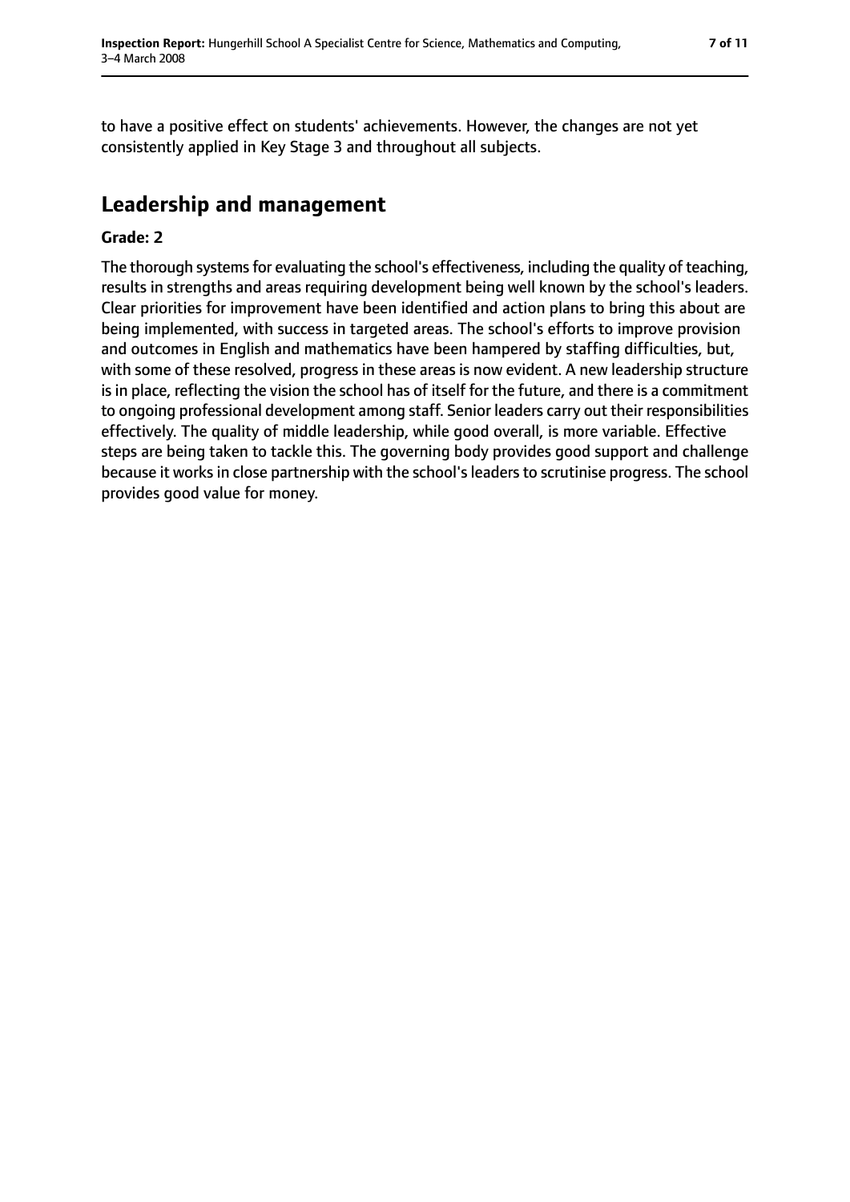to have a positive effect on students' achievements. However, the changes are not yet consistently applied in Key Stage 3 and throughout all subjects.

## Leadership and management

**Grade: 2**

The thorough systems for evaluating the school's effectiveness, including the quality of teaching, results in strengths and areas requiring development being well known by the school's leaders. Clear priorities for improvement have been identified and action plans to bring this about are being implemented, with success in targeted areas. The school's efforts to improve provision and outcomes in English and mathematics have been hampered by staffing difficulties, but, with some of these resolved, progress in these areas is now evident. A new leadership structure is in place, reflecting the vision the school has of itself for the future, and there is a commitment to ongoing professional development among staff. Senior leaders carry out their responsibilities effectively. The quality of middle leadership, while good overall, is more variable. Effective steps are being taken to tackle this. The governing body provides good support and challenge because it works in close partnership with the school's leaders to scrutinise progress. The school provides good value for money.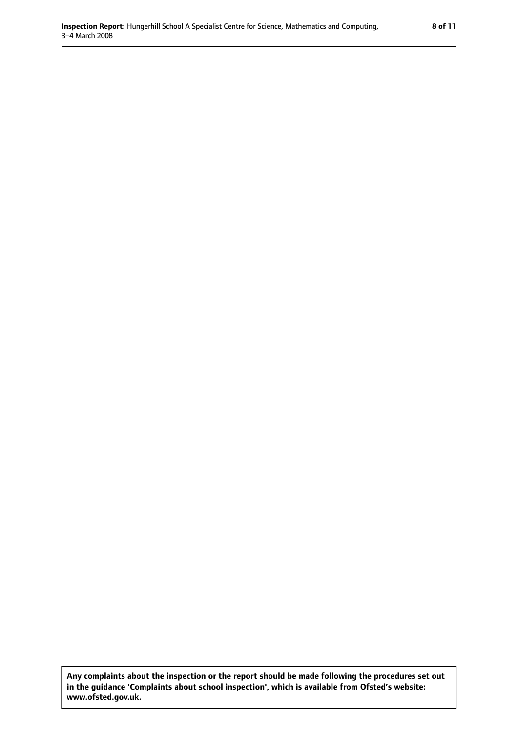**Any complaints about the inspection or the report should be made following the procedures set out in the guidance 'Complaints about school inspection', which is available from Ofsted's website: www.ofsted.gov.uk.**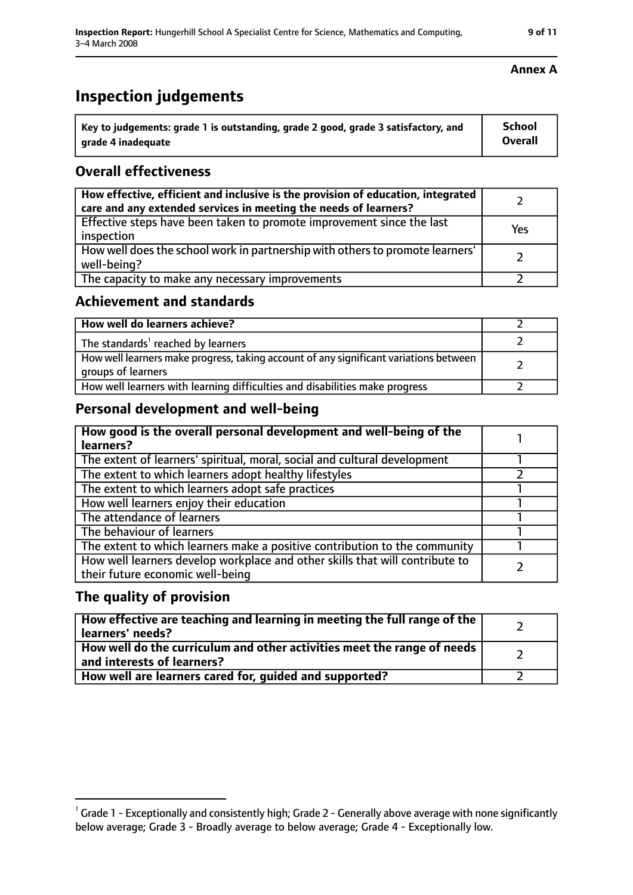**Annex A**

# Inspection judgements

| Key to judgements: grade 1 is outstanding, grade 2 good, grade 3 satisfactory, and grade 4 inadequate | School Overall |
|---|---|

## Overall effectiveness

| | |
|---|---|
| How effective, efficient and inclusive is the provision of education, integrated care and any extended services in meeting the needs of learners? | 2 |
| Effective steps have been taken to promote improvement since the last inspection | Yes |
| How well does the school work in partnership with others to promote learners' well-being? | 2 |
| The capacity to make any necessary improvements | 2 |

## Achievement and standards

| | |
|---|---|
| How well do learners achieve? | 2 |
| The standards[1] reached by learners | 2 |
| How well learners make progress, taking account of any significant variations between groups of learners | 2 |
| How well learners with learning difficulties and disabilities make progress | 2 |

## Personal development and well-being

| | |
|---|---|
| How good is the overall personal development and well-being of the learners? | 1 |
| The extent of learners' spiritual, moral, social and cultural development | 1 |
| The extent to which learners adopt healthy lifestyles | 2 |
| The extent to which learners adopt safe practices | 1 |
| How well learners enjoy their education | 1 |
| The attendance of learners | 1 |
| The behaviour of learners | 1 |
| The extent to which learners make a positive contribution to the community | 1 |
| How well learners develop workplace and other skills that will contribute to their future economic well-being | 2 |

## The quality of provision

| | |
|---|---|
| How effective are teaching and learning in meeting the full range of the learners' needs? | 2 |
| How well do the curriculum and other activities meet the range of needs and interests of learners? | 2 |
| How well are learners cared for, guided and supported? | 2 |

[1] Grade 1 - Exceptionally and consistently high; Grade 2 - Generally above average with none significantly below average; Grade 3 - Broadly average to below average; Grade 4 - Exceptionally low.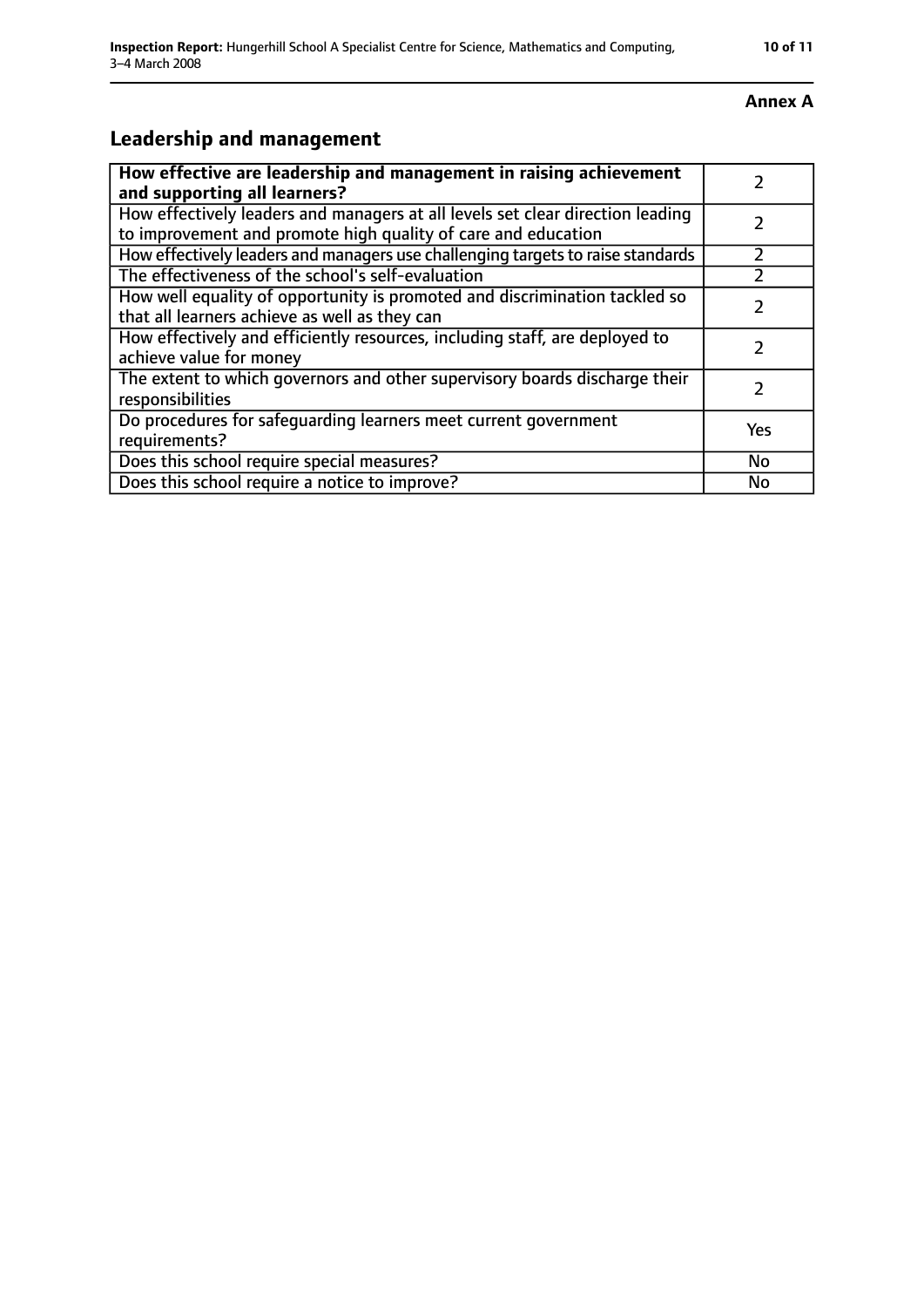**Annex A**

## Leadership and management

| How effective are leadership and management in raising achievement and supporting all learners? | 2 |
|---|---|
| How effectively leaders and managers at all levels set clear direction leading to improvement and promote high quality of care and education | 2 |
| How effectively leaders and managers use challenging targets to raise standards | 2 |
| The effectiveness of the school's self-evaluation | 2 |
| How well equality of opportunity is promoted and discrimination tackled so that all learners achieve as well as they can | 2 |
| How effectively and efficiently resources, including staff, are deployed to achieve value for money | 2 |
| The extent to which governors and other supervisory boards discharge their responsibilities | 2 |
| Do procedures for safeguarding learners meet current government requirements? | Yes |
| Does this school require special measures? | No |
| Does this school require a notice to improve? | No |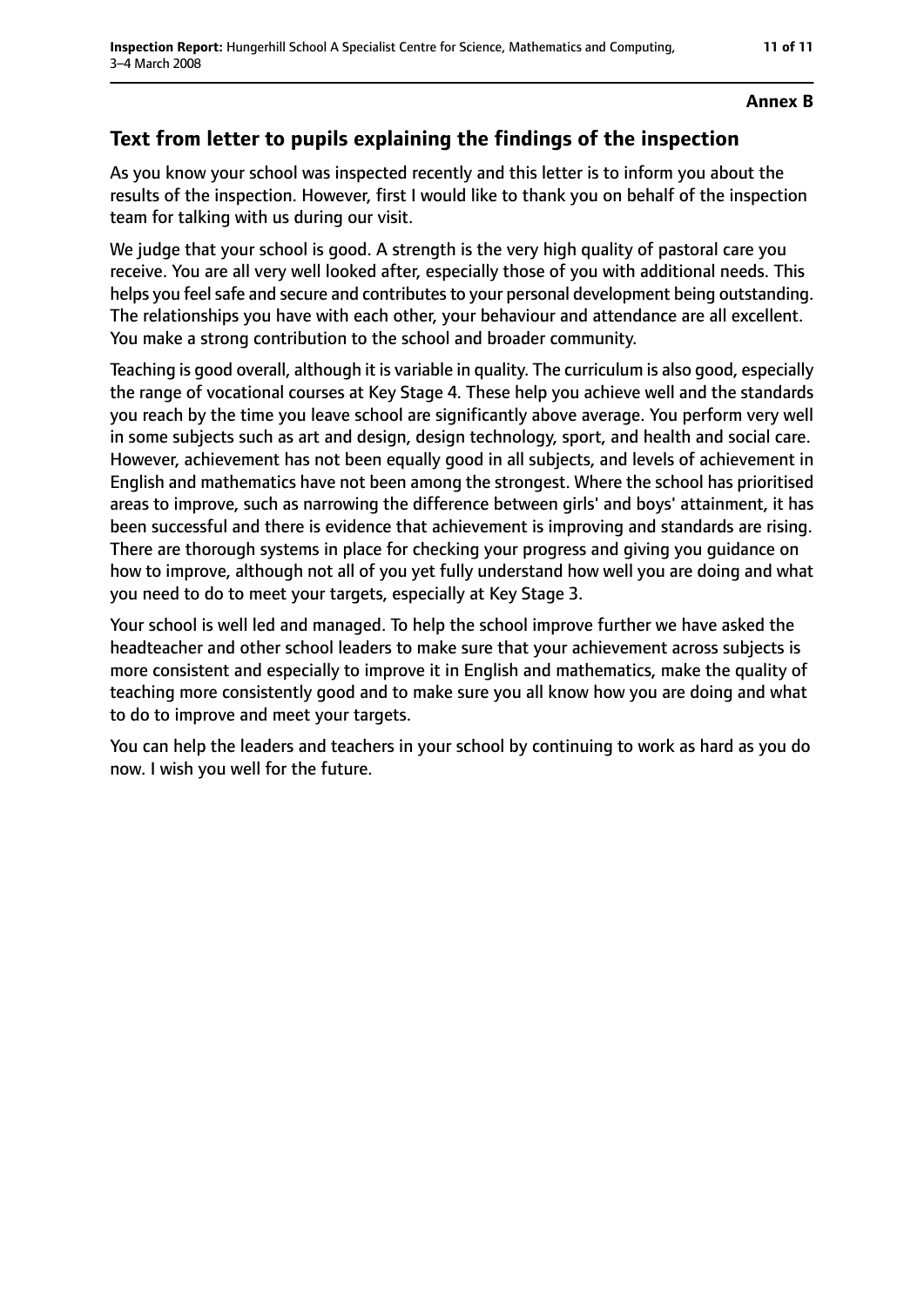**Annex B**

## Text from letter to pupils explaining the findings of the inspection

As you know your school was inspected recently and this letter is to inform you about the results of the inspection. However, first I would like to thank you on behalf of the inspection team for talking with us during our visit.

We judge that your school is good. A strength is the very high quality of pastoral care you receive. You are all very well looked after, especially those of you with additional needs. This helps you feel safe and secure and contributes to your personal development being outstanding. The relationships you have with each other, your behaviour and attendance are all excellent. You make a strong contribution to the school and broader community.

Teaching is good overall, although it is variable in quality. The curriculum is also good, especially the range of vocational courses at Key Stage 4. These help you achieve well and the standards you reach by the time you leave school are significantly above average. You perform very well in some subjects such as art and design, design technology, sport, and health and social care. However, achievement has not been equally good in all subjects, and levels of achievement in English and mathematics have not been among the strongest. Where the school has prioritised areas to improve, such as narrowing the difference between girls' and boys' attainment, it has been successful and there is evidence that achievement is improving and standards are rising. There are thorough systems in place for checking your progress and giving you guidance on how to improve, although not all of you yet fully understand how well you are doing and what you need to do to meet your targets, especially at Key Stage 3.

Your school is well led and managed. To help the school improve further we have asked the headteacher and other school leaders to make sure that your achievement across subjects is more consistent and especially to improve it in English and mathematics, make the quality of teaching more consistently good and to make sure you all know how you are doing and what to do to improve and meet your targets.

You can help the leaders and teachers in your school by continuing to work as hard as you do now. I wish you well for the future.